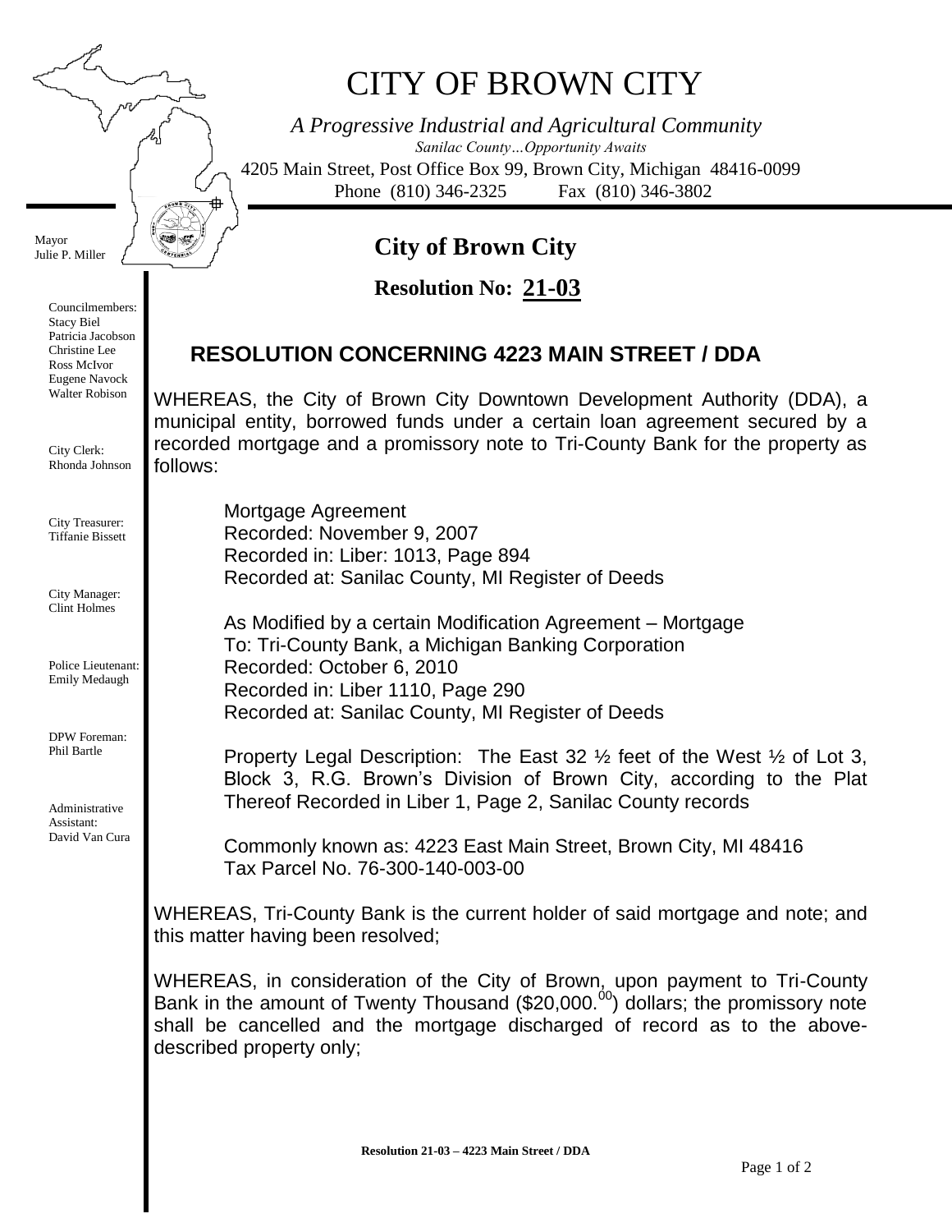# CITY OF BROWN CITY

*A Progressive Industrial and Agricultural Community*

*Sanilac County…Opportunity Awaits*

4205 Main Street, Post Office Box 99, Brown City, Michigan 48416-0099

Phone (810) 346-2325 Fax (810) 346-3802

Mayor
Julie P. Miller

Councilmembers:
Stacy Biel
Patricia Jacobson
Christine Lee
Ross McIvor
Eugene Navock
Walter Robison

City Clerk:
Rhonda Johnson

City Treasurer:
Tiffanie Bissett

City Manager:
Clint Holmes

Police Lieutenant:
Emily Medaugh

DPW Foreman:
Phil Bartle

Administrative Assistant:
David Van Cura

## City of Brown City

**Resolution No: 21-03**

### RESOLUTION CONCERNING 4223 MAIN STREET / DDA

WHEREAS, the City of Brown City Downtown Development Authority (DDA), a municipal entity, borrowed funds under a certain loan agreement secured by a recorded mortgage and a promissory note to Tri-County Bank for the property as follows:

Mortgage Agreement
Recorded: November 9, 2007
Recorded in: Liber: 1013, Page 894
Recorded at: Sanilac County, MI Register of Deeds

As Modified by a certain Modification Agreement – Mortgage
To: Tri-County Bank, a Michigan Banking Corporation
Recorded: October 6, 2010
Recorded in: Liber 1110, Page 290
Recorded at: Sanilac County, MI Register of Deeds

Property Legal Description: The East 32 ½ feet of the West ½ of Lot 3, Block 3, R.G. Brown's Division of Brown City, according to the Plat Thereof Recorded in Liber 1, Page 2, Sanilac County records

Commonly known as: 4223 East Main Street, Brown City, MI 48416
Tax Parcel No. 76-300-140-003-00

WHEREAS, Tri-County Bank is the current holder of said mortgage and note; and this matter having been resolved;

WHEREAS, in consideration of the City of Brown, upon payment to Tri-County Bank in the amount of Twenty Thousand ($20,000.00) dollars; the promissory note shall be cancelled and the mortgage discharged of record as to the above-described property only;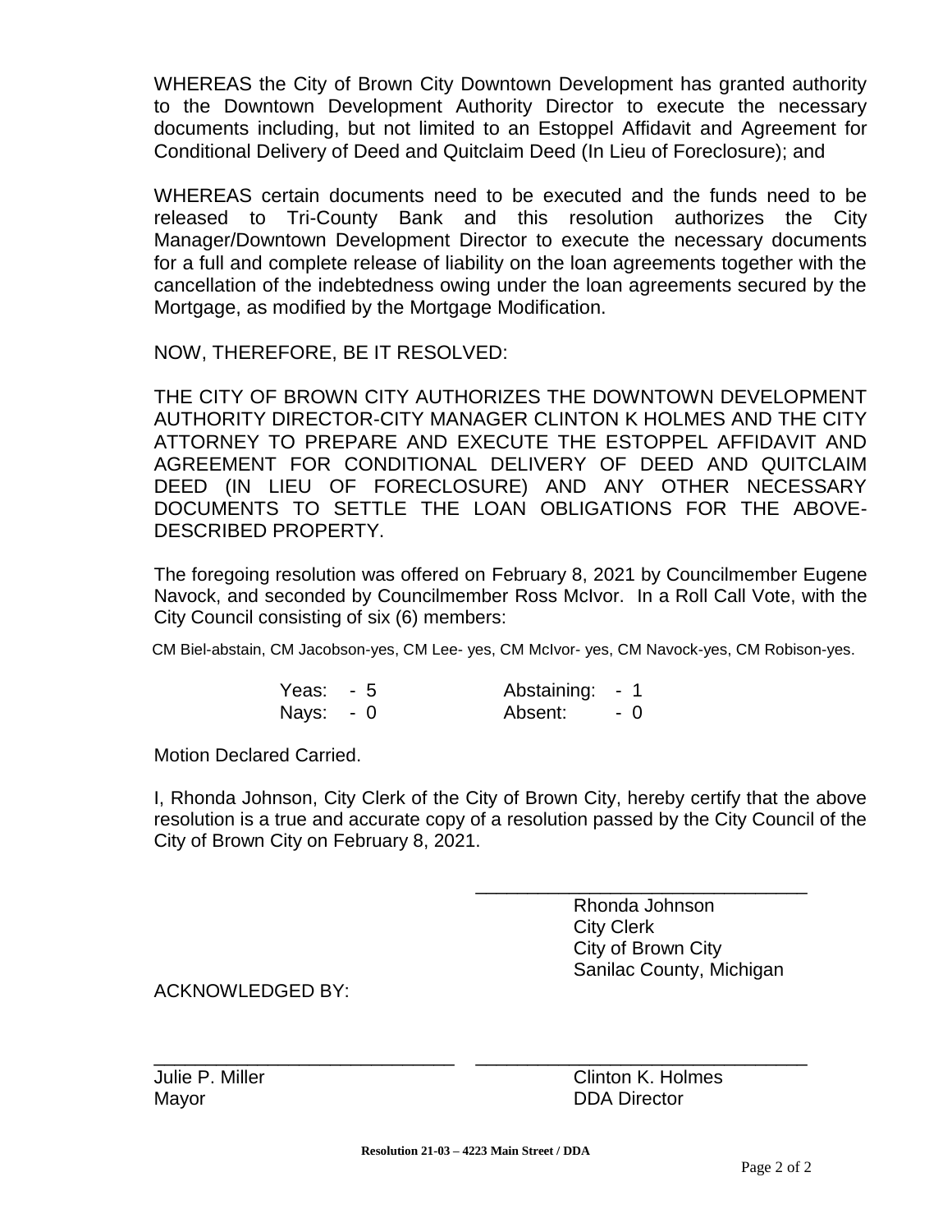WHEREAS the City of Brown City Downtown Development has granted authority to the Downtown Development Authority Director to execute the necessary documents including, but not limited to an Estoppel Affidavit and Agreement for Conditional Delivery of Deed and Quitclaim Deed (In Lieu of Foreclosure); and

WHEREAS certain documents need to be executed and the funds need to be released to Tri-County Bank and this resolution authorizes the City Manager/Downtown Development Director to execute the necessary documents for a full and complete release of liability on the loan agreements together with the cancellation of the indebtedness owing under the loan agreements secured by the Mortgage, as modified by the Mortgage Modification.

NOW, THEREFORE, BE IT RESOLVED:

THE CITY OF BROWN CITY AUTHORIZES THE DOWNTOWN DEVELOPMENT AUTHORITY DIRECTOR-CITY MANAGER CLINTON K HOLMES AND THE CITY ATTORNEY TO PREPARE AND EXECUTE THE ESTOPPEL AFFIDAVIT AND AGREEMENT FOR CONDITIONAL DELIVERY OF DEED AND QUITCLAIM DEED (IN LIEU OF FORECLOSURE) AND ANY OTHER NECESSARY DOCUMENTS TO SETTLE THE LOAN OBLIGATIONS FOR THE ABOVE-DESCRIBED PROPERTY.

The foregoing resolution was offered on February 8, 2021 by Councilmember Eugene Navock, and seconded by Councilmember Ross McIvor. In a Roll Call Vote, with the City Council consisting of six (6) members:

CM Biel-abstain, CM Jacobson-yes, CM Lee- yes, CM McIvor- yes, CM Navock-yes, CM Robison-yes.

| | | | |
|---|---|---|---|
| Yeas: | - 5 | Abstaining: | - 1 |
| Nays: | - 0 | Absent: | - 0 |

Motion Declared Carried.

I, Rhonda Johnson, City Clerk of the City of Brown City, hereby certify that the above resolution is a true and accurate copy of a resolution passed by the City Council of the City of Brown City on February 8, 2021.

\_\_\_\_\_\_\_\_\_\_\_\_\_\_\_\_\_\_\_\_\_\_\_\_\_\_\_\_\_\_\_\_
Rhonda Johnson
City Clerk
City of Brown City
Sanilac County, Michigan

ACKNOWLEDGED BY:

\_\_\_\_\_\_\_\_\_\_\_\_\_\_\_\_\_\_\_\_\_\_\_\_\_\_\_\_\_\_
Julie P. Miller
Mayor

\_\_\_\_\_\_\_\_\_\_\_\_\_\_\_\_\_\_\_\_\_\_\_\_\_\_\_\_\_\_\_\_
Clinton K. Holmes
DDA Director

**Resolution 21-03 – 4223 Main Street / DDA**